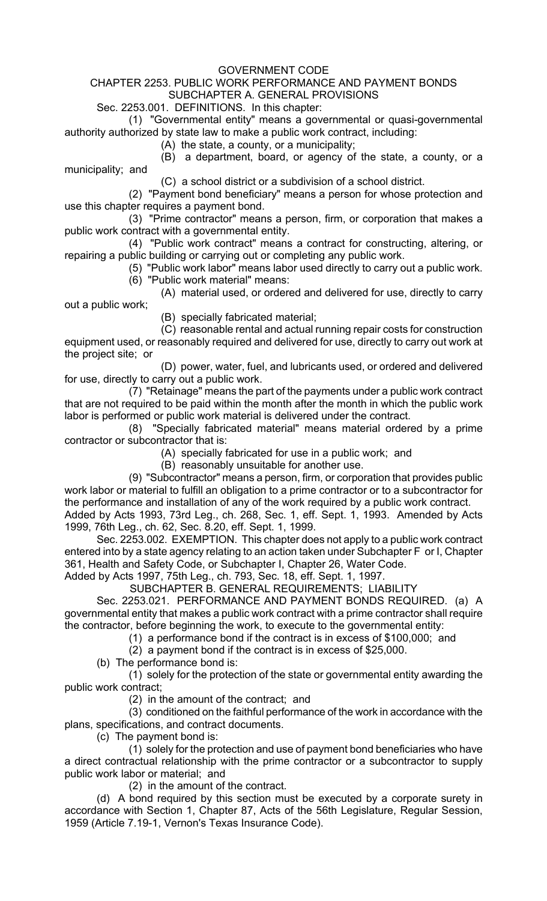# GOVERNMENT CODE

## CHAPTER 2253. PUBLIC WORK PERFORMANCE AND PAYMENT BONDS

### SUBCHAPTER A. GENERAL PROVISIONS

Sec. 2253.001. DEFINITIONS. In this chapter:

(1) "Governmental entity" means a governmental or quasi-governmental authority authorized by state law to make a public work contract, including:

(A) the state, a county, or a municipality;

(B) a department, board, or agency of the state, a county, or a municipality; and

(C) a school district or a subdivision of a school district.

(2) "Payment bond beneficiary" means a person for whose protection and use this chapter requires a payment bond.

(3) "Prime contractor" means a person, firm, or corporation that makes a public work contract with a governmental entity.

(4) "Public work contract" means a contract for constructing, altering, or repairing a public building or carrying out or completing any public work.

(5) "Public work labor" means labor used directly to carry out a public work.

(6) "Public work material" means:

(A) material used, or ordered and delivered for use, directly to carry out a public work;

(B) specially fabricated material;

(C) reasonable rental and actual running repair costs for construction equipment used, or reasonably required and delivered for use, directly to carry out work at the project site; or

(D) power, water, fuel, and lubricants used, or ordered and delivered for use, directly to carry out a public work.

(7) "Retainage" means the part of the payments under a public work contract that are not required to be paid within the month after the month in which the public work labor is performed or public work material is delivered under the contract.

(8) "Specially fabricated material" means material ordered by a prime contractor or subcontractor that is:

(A) specially fabricated for use in a public work; and

(B) reasonably unsuitable for another use.

(9) "Subcontractor" means a person, firm, or corporation that provides public work labor or material to fulfill an obligation to a prime contractor or to a subcontractor for the performance and installation of any of the work required by a public work contract.

Added by Acts 1993, 73rd Leg., ch. 268, Sec. 1, eff. Sept. 1, 1993. Amended by Acts 1999, 76th Leg., ch. 62, Sec. 8.20, eff. Sept. 1, 1999.

Sec. 2253.002. EXEMPTION. This chapter does not apply to a public work contract entered into by a state agency relating to an action taken under Subchapter F or I, Chapter 361, Health and Safety Code, or Subchapter I, Chapter 26, Water Code.

Added by Acts 1997, 75th Leg., ch. 793, Sec. 18, eff. Sept. 1, 1997.

### SUBCHAPTER B. GENERAL REQUIREMENTS; LIABILITY

Sec. 2253.021. PERFORMANCE AND PAYMENT BONDS REQUIRED. (a) A governmental entity that makes a public work contract with a prime contractor shall require the contractor, before beginning the work, to execute to the governmental entity:

(1) a performance bond if the contract is in excess of $100,000; and

(2) a payment bond if the contract is in excess of $25,000.

(b) The performance bond is:

(1) solely for the protection of the state or governmental entity awarding the public work contract;

(2) in the amount of the contract; and

(3) conditioned on the faithful performance of the work in accordance with the plans, specifications, and contract documents.

(c) The payment bond is:

(1) solely for the protection and use of payment bond beneficiaries who have a direct contractual relationship with the prime contractor or a subcontractor to supply public work labor or material; and

(2) in the amount of the contract.

(d) A bond required by this section must be executed by a corporate surety in accordance with Section 1, Chapter 87, Acts of the 56th Legislature, Regular Session, 1959 (Article 7.19-1, Vernon's Texas Insurance Code).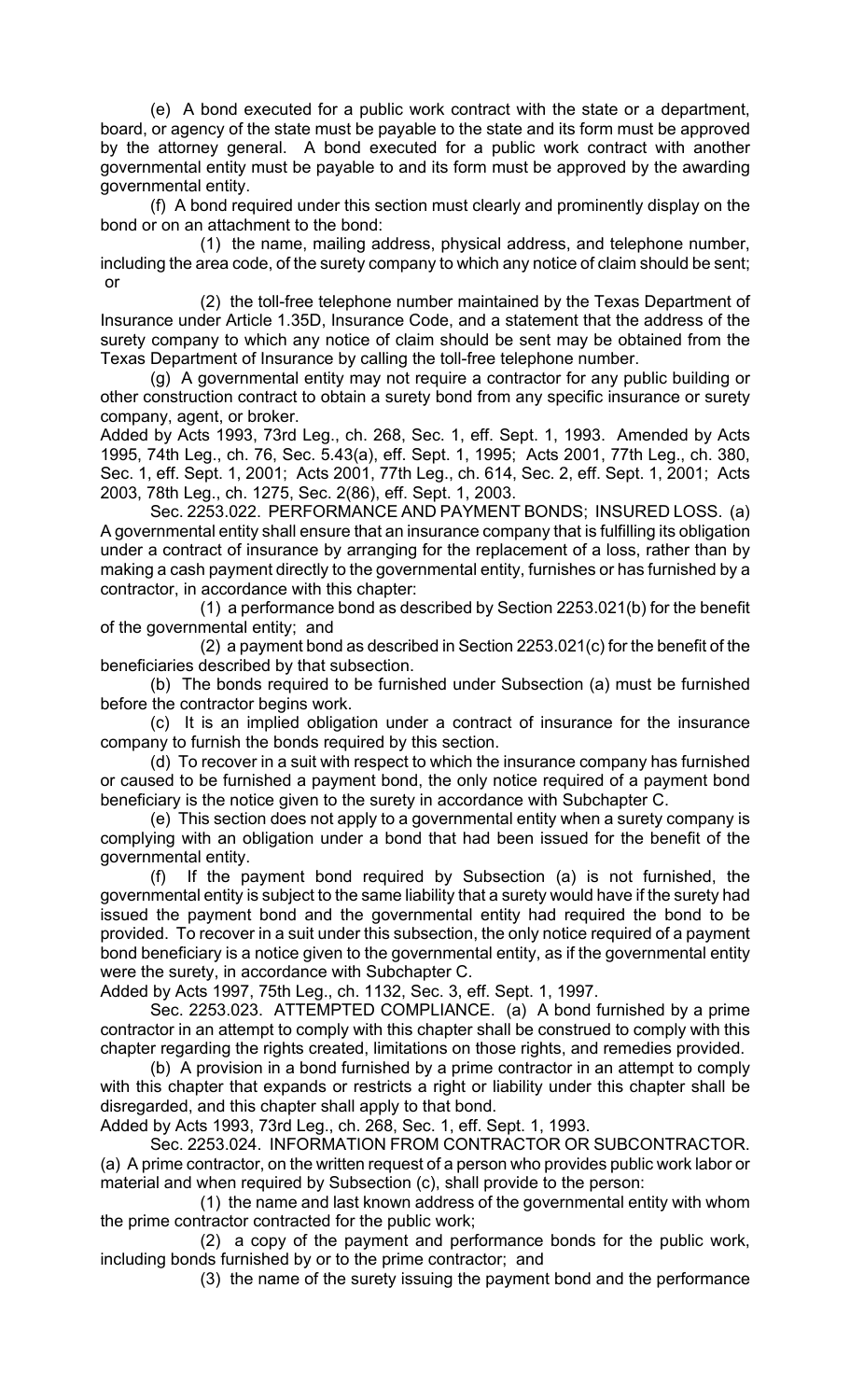(e) A bond executed for a public work contract with the state or a department, board, or agency of the state must be payable to the state and its form must be approved by the attorney general. A bond executed for a public work contract with another governmental entity must be payable to and its form must be approved by the awarding governmental entity.

(f) A bond required under this section must clearly and prominently display on the bond or on an attachment to the bond:

(1) the name, mailing address, physical address, and telephone number, including the area code, of the surety company to which any notice of claim should be sent; or

(2) the toll-free telephone number maintained by the Texas Department of Insurance under Article 1.35D, Insurance Code, and a statement that the address of the surety company to which any notice of claim should be sent may be obtained from the Texas Department of Insurance by calling the toll-free telephone number.

(g) A governmental entity may not require a contractor for any public building or other construction contract to obtain a surety bond from any specific insurance or surety company, agent, or broker.

Added by Acts 1993, 73rd Leg., ch. 268, Sec. 1, eff. Sept. 1, 1993. Amended by Acts 1995, 74th Leg., ch. 76, Sec. 5.43(a), eff. Sept. 1, 1995; Acts 2001, 77th Leg., ch. 380, Sec. 1, eff. Sept. 1, 2001; Acts 2001, 77th Leg., ch. 614, Sec. 2, eff. Sept. 1, 2001; Acts 2003, 78th Leg., ch. 1275, Sec. 2(86), eff. Sept. 1, 2003.

Sec. 2253.022. PERFORMANCE AND PAYMENT BONDS; INSURED LOSS. (a) A governmental entity shall ensure that an insurance company that is fulfilling its obligation under a contract of insurance by arranging for the replacement of a loss, rather than by making a cash payment directly to the governmental entity, furnishes or has furnished by a contractor, in accordance with this chapter:

(1) a performance bond as described by Section 2253.021(b) for the benefit of the governmental entity; and

(2) a payment bond as described in Section 2253.021(c) for the benefit of the beneficiaries described by that subsection.

(b) The bonds required to be furnished under Subsection (a) must be furnished before the contractor begins work.

(c) It is an implied obligation under a contract of insurance for the insurance company to furnish the bonds required by this section.

(d) To recover in a suit with respect to which the insurance company has furnished or caused to be furnished a payment bond, the only notice required of a payment bond beneficiary is the notice given to the surety in accordance with Subchapter C.

(e) This section does not apply to a governmental entity when a surety company is complying with an obligation under a bond that had been issued for the benefit of the governmental entity.

(f) If the payment bond required by Subsection (a) is not furnished, the governmental entity is subject to the same liability that a surety would have if the surety had issued the payment bond and the governmental entity had required the bond to be provided. To recover in a suit under this subsection, the only notice required of a payment bond beneficiary is a notice given to the governmental entity, as if the governmental entity were the surety, in accordance with Subchapter C.

Added by Acts 1997, 75th Leg., ch. 1132, Sec. 3, eff. Sept. 1, 1997.

Sec. 2253.023. ATTEMPTED COMPLIANCE. (a) A bond furnished by a prime contractor in an attempt to comply with this chapter shall be construed to comply with this chapter regarding the rights created, limitations on those rights, and remedies provided.

(b) A provision in a bond furnished by a prime contractor in an attempt to comply with this chapter that expands or restricts a right or liability under this chapter shall be disregarded, and this chapter shall apply to that bond.

Added by Acts 1993, 73rd Leg., ch. 268, Sec. 1, eff. Sept. 1, 1993.

Sec. 2253.024. INFORMATION FROM CONTRACTOR OR SUBCONTRACTOR. (a) A prime contractor, on the written request of a person who provides public work labor or material and when required by Subsection (c), shall provide to the person:

(1) the name and last known address of the governmental entity with whom the prime contractor contracted for the public work;

(2) a copy of the payment and performance bonds for the public work, including bonds furnished by or to the prime contractor; and

(3) the name of the surety issuing the payment bond and the performance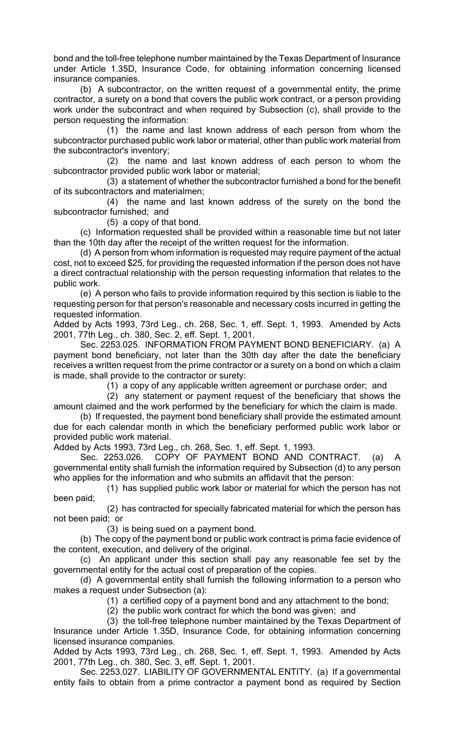bond and the toll-free telephone number maintained by the Texas Department of Insurance under Article 1.35D, Insurance Code, for obtaining information concerning licensed insurance companies.

(b) A subcontractor, on the written request of a governmental entity, the prime contractor, a surety on a bond that covers the public work contract, or a person providing work under the subcontract and when required by Subsection (c), shall provide to the person requesting the information:

(1) the name and last known address of each person from whom the subcontractor purchased public work labor or material, other than public work material from the subcontractor's inventory;

(2) the name and last known address of each person to whom the subcontractor provided public work labor or material;

(3) a statement of whether the subcontractor furnished a bond for the benefit of its subcontractors and materialmen;

(4) the name and last known address of the surety on the bond the subcontractor furnished; and

(5) a copy of that bond.

(c) Information requested shall be provided within a reasonable time but not later than the 10th day after the receipt of the written request for the information.

(d) A person from whom information is requested may require payment of the actual cost, not to exceed $25, for providing the requested information if the person does not have a direct contractual relationship with the person requesting information that relates to the public work.

(e) A person who fails to provide information required by this section is liable to the requesting person for that person's reasonable and necessary costs incurred in getting the requested information.

Added by Acts 1993, 73rd Leg., ch. 268, Sec. 1, eff. Sept. 1, 1993. Amended by Acts 2001, 77th Leg., ch. 380, Sec. 2, eff. Sept. 1, 2001.

Sec. 2253.025. INFORMATION FROM PAYMENT BOND BENEFICIARY. (a) A payment bond beneficiary, not later than the 30th day after the date the beneficiary receives a written request from the prime contractor or a surety on a bond on which a claim is made, shall provide to the contractor or surety:

(1) a copy of any applicable written agreement or purchase order; and

(2) any statement or payment request of the beneficiary that shows the amount claimed and the work performed by the beneficiary for which the claim is made.

(b) If requested, the payment bond beneficiary shall provide the estimated amount due for each calendar month in which the beneficiary performed public work labor or provided public work material.

Added by Acts 1993, 73rd Leg., ch. 268, Sec. 1, eff. Sept. 1, 1993.

Sec. 2253.026. COPY OF PAYMENT BOND AND CONTRACT. (a) A governmental entity shall furnish the information required by Subsection (d) to any person who applies for the information and who submits an affidavit that the person:

(1) has supplied public work labor or material for which the person has not been paid;

(2) has contracted for specially fabricated material for which the person has not been paid; or

(3) is being sued on a payment bond.

(b) The copy of the payment bond or public work contract is prima facie evidence of the content, execution, and delivery of the original.

(c) An applicant under this section shall pay any reasonable fee set by the governmental entity for the actual cost of preparation of the copies.

(d) A governmental entity shall furnish the following information to a person who makes a request under Subsection (a):

(1) a certified copy of a payment bond and any attachment to the bond;

(2) the public work contract for which the bond was given; and

(3) the toll-free telephone number maintained by the Texas Department of Insurance under Article 1.35D, Insurance Code, for obtaining information concerning licensed insurance companies.

Added by Acts 1993, 73rd Leg., ch. 268, Sec. 1, eff. Sept. 1, 1993. Amended by Acts 2001, 77th Leg., ch. 380, Sec. 3, eff. Sept. 1, 2001.

Sec. 2253.027. LIABILITY OF GOVERNMENTAL ENTITY. (a) If a governmental entity fails to obtain from a prime contractor a payment bond as required by Section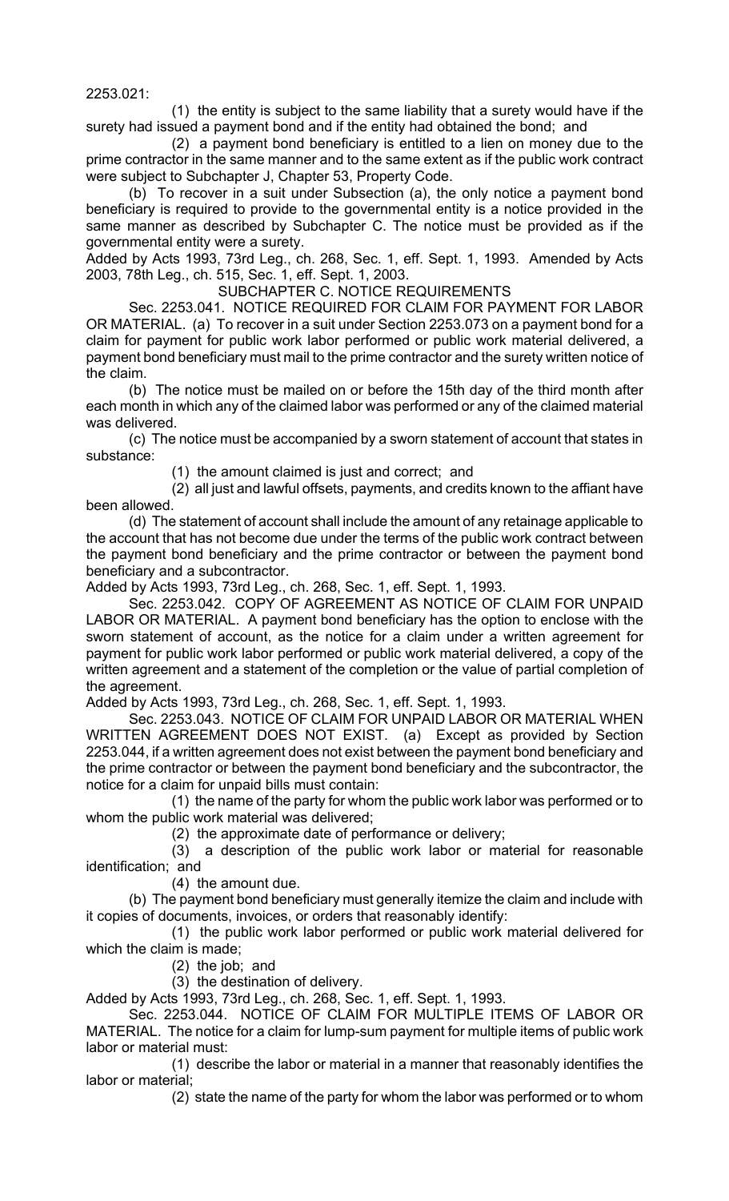2253.021:

(1) the entity is subject to the same liability that a surety would have if the surety had issued a payment bond and if the entity had obtained the bond; and

(2) a payment bond beneficiary is entitled to a lien on money due to the prime contractor in the same manner and to the same extent as if the public work contract were subject to Subchapter J, Chapter 53, Property Code.

(b) To recover in a suit under Subsection (a), the only notice a payment bond beneficiary is required to provide to the governmental entity is a notice provided in the same manner as described by Subchapter C. The notice must be provided as if the governmental entity were a surety.

Added by Acts 1993, 73rd Leg., ch. 268, Sec. 1, eff. Sept. 1, 1993. Amended by Acts 2003, 78th Leg., ch. 515, Sec. 1, eff. Sept. 1, 2003.

## SUBCHAPTER C. NOTICE REQUIREMENTS

Sec. 2253.041. NOTICE REQUIRED FOR CLAIM FOR PAYMENT FOR LABOR OR MATERIAL. (a) To recover in a suit under Section 2253.073 on a payment bond for a claim for payment for public work labor performed or public work material delivered, a payment bond beneficiary must mail to the prime contractor and the surety written notice of the claim.

(b) The notice must be mailed on or before the 15th day of the third month after each month in which any of the claimed labor was performed or any of the claimed material was delivered.

(c) The notice must be accompanied by a sworn statement of account that states in substance:

(1) the amount claimed is just and correct; and

(2) all just and lawful offsets, payments, and credits known to the affiant have been allowed.

(d) The statement of account shall include the amount of any retainage applicable to the account that has not become due under the terms of the public work contract between the payment bond beneficiary and the prime contractor or between the payment bond beneficiary and a subcontractor.

Added by Acts 1993, 73rd Leg., ch. 268, Sec. 1, eff. Sept. 1, 1993.

Sec. 2253.042. COPY OF AGREEMENT AS NOTICE OF CLAIM FOR UNPAID LABOR OR MATERIAL. A payment bond beneficiary has the option to enclose with the sworn statement of account, as the notice for a claim under a written agreement for payment for public work labor performed or public work material delivered, a copy of the written agreement and a statement of the completion or the value of partial completion of the agreement.

Added by Acts 1993, 73rd Leg., ch. 268, Sec. 1, eff. Sept. 1, 1993.

Sec. 2253.043. NOTICE OF CLAIM FOR UNPAID LABOR OR MATERIAL WHEN WRITTEN AGREEMENT DOES NOT EXIST. (a) Except as provided by Section 2253.044, if a written agreement does not exist between the payment bond beneficiary and the prime contractor or between the payment bond beneficiary and the subcontractor, the notice for a claim for unpaid bills must contain:

(1) the name of the party for whom the public work labor was performed or to whom the public work material was delivered;

(2) the approximate date of performance or delivery;

(3) a description of the public work labor or material for reasonable identification; and

(4) the amount due.

(b) The payment bond beneficiary must generally itemize the claim and include with it copies of documents, invoices, or orders that reasonably identify:

(1) the public work labor performed or public work material delivered for which the claim is made;

(2) the job; and

(3) the destination of delivery.

Added by Acts 1993, 73rd Leg., ch. 268, Sec. 1, eff. Sept. 1, 1993.

Sec. 2253.044. NOTICE OF CLAIM FOR MULTIPLE ITEMS OF LABOR OR MATERIAL. The notice for a claim for lump-sum payment for multiple items of public work labor or material must:

(1) describe the labor or material in a manner that reasonably identifies the labor or material;

(2) state the name of the party for whom the labor was performed or to whom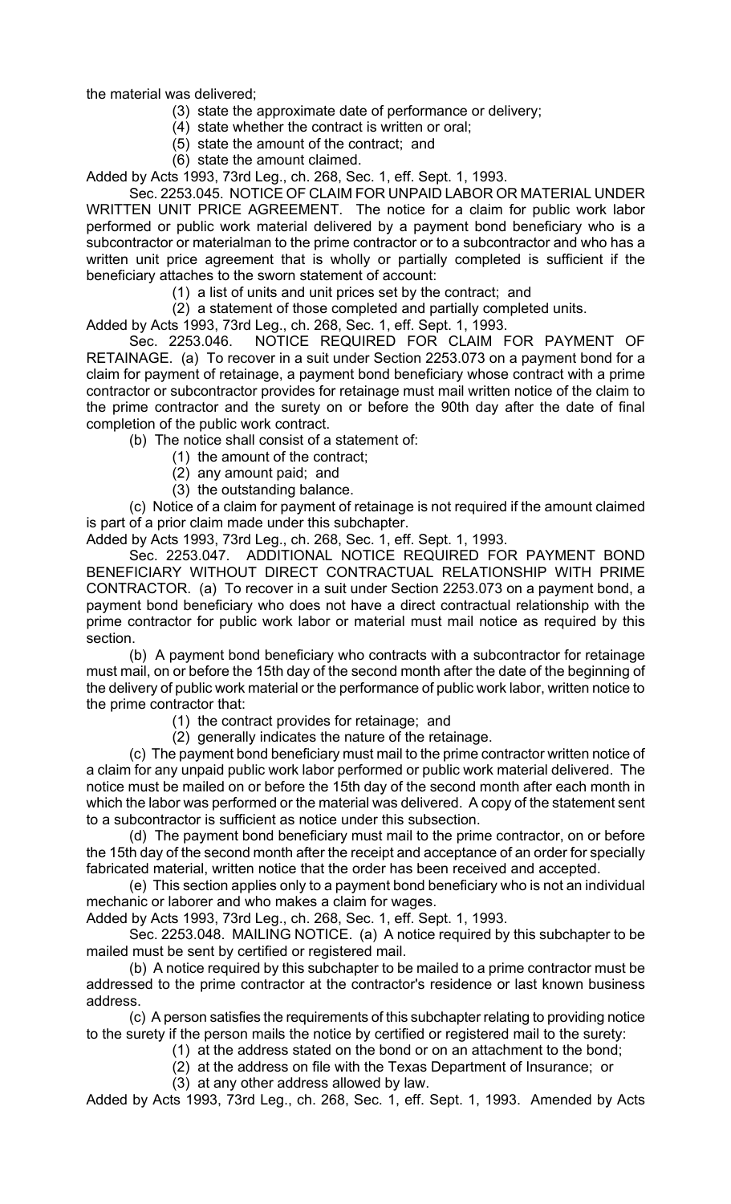the material was delivered;

(3) state the approximate date of performance or delivery;

(4) state whether the contract is written or oral;

(5) state the amount of the contract; and

(6) state the amount claimed.

Added by Acts 1993, 73rd Leg., ch. 268, Sec. 1, eff. Sept. 1, 1993.

Sec. 2253.045. NOTICE OF CLAIM FOR UNPAID LABOR OR MATERIAL UNDER WRITTEN UNIT PRICE AGREEMENT. The notice for a claim for public work labor performed or public work material delivered by a payment bond beneficiary who is a subcontractor or materialman to the prime contractor or to a subcontractor and who has a written unit price agreement that is wholly or partially completed is sufficient if the beneficiary attaches to the sworn statement of account:

(1) a list of units and unit prices set by the contract; and

(2) a statement of those completed and partially completed units.

Added by Acts 1993, 73rd Leg., ch. 268, Sec. 1, eff. Sept. 1, 1993.

Sec. 2253.046. NOTICE REQUIRED FOR CLAIM FOR PAYMENT OF RETAINAGE. (a) To recover in a suit under Section 2253.073 on a payment bond for a claim for payment of retainage, a payment bond beneficiary whose contract with a prime contractor or subcontractor provides for retainage must mail written notice of the claim to the prime contractor and the surety on or before the 90th day after the date of final completion of the public work contract.

(b) The notice shall consist of a statement of:

(1) the amount of the contract;

(2) any amount paid; and

(3) the outstanding balance.

(c) Notice of a claim for payment of retainage is not required if the amount claimed is part of a prior claim made under this subchapter.

Added by Acts 1993, 73rd Leg., ch. 268, Sec. 1, eff. Sept. 1, 1993.

Sec. 2253.047. ADDITIONAL NOTICE REQUIRED FOR PAYMENT BOND BENEFICIARY WITHOUT DIRECT CONTRACTUAL RELATIONSHIP WITH PRIME CONTRACTOR. (a) To recover in a suit under Section 2253.073 on a payment bond, a payment bond beneficiary who does not have a direct contractual relationship with the prime contractor for public work labor or material must mail notice as required by this section.

(b) A payment bond beneficiary who contracts with a subcontractor for retainage must mail, on or before the 15th day of the second month after the date of the beginning of the delivery of public work material or the performance of public work labor, written notice to the prime contractor that:

(1) the contract provides for retainage; and

(2) generally indicates the nature of the retainage.

(c) The payment bond beneficiary must mail to the prime contractor written notice of a claim for any unpaid public work labor performed or public work material delivered. The notice must be mailed on or before the 15th day of the second month after each month in which the labor was performed or the material was delivered. A copy of the statement sent to a subcontractor is sufficient as notice under this subsection.

(d) The payment bond beneficiary must mail to the prime contractor, on or before the 15th day of the second month after the receipt and acceptance of an order for specially fabricated material, written notice that the order has been received and accepted.

(e) This section applies only to a payment bond beneficiary who is not an individual mechanic or laborer and who makes a claim for wages.

Added by Acts 1993, 73rd Leg., ch. 268, Sec. 1, eff. Sept. 1, 1993.

Sec. 2253.048. MAILING NOTICE. (a) A notice required by this subchapter to be mailed must be sent by certified or registered mail.

(b) A notice required by this subchapter to be mailed to a prime contractor must be addressed to the prime contractor at the contractor's residence or last known business address.

(c) A person satisfies the requirements of this subchapter relating to providing notice to the surety if the person mails the notice by certified or registered mail to the surety:

(1) at the address stated on the bond or on an attachment to the bond;

(2) at the address on file with the Texas Department of Insurance; or

(3) at any other address allowed by law.

Added by Acts 1993, 73rd Leg., ch. 268, Sec. 1, eff. Sept. 1, 1993. Amended by Acts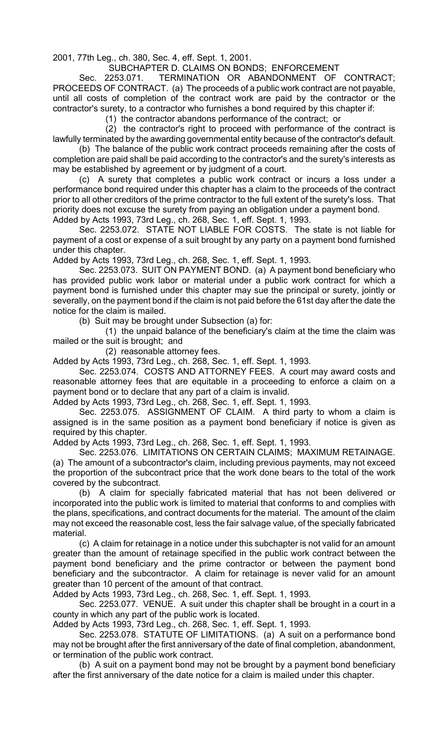2001, 77th Leg., ch. 380, Sec. 4, eff. Sept. 1, 2001.

## SUBCHAPTER D. CLAIMS ON BONDS; ENFORCEMENT

Sec. 2253.071. TERMINATION OR ABANDONMENT OF CONTRACT; PROCEEDS OF CONTRACT. (a) The proceeds of a public work contract are not payable, until all costs of completion of the contract work are paid by the contractor or the contractor's surety, to a contractor who furnishes a bond required by this chapter if:

(1) the contractor abandons performance of the contract; or

(2) the contractor's right to proceed with performance of the contract is lawfully terminated by the awarding governmental entity because of the contractor's default.

(b) The balance of the public work contract proceeds remaining after the costs of completion are paid shall be paid according to the contractor's and the surety's interests as may be established by agreement or by judgment of a court.

(c) A surety that completes a public work contract or incurs a loss under a performance bond required under this chapter has a claim to the proceeds of the contract prior to all other creditors of the prime contractor to the full extent of the surety's loss. That priority does not excuse the surety from paying an obligation under a payment bond.

Added by Acts 1993, 73rd Leg., ch. 268, Sec. 1, eff. Sept. 1, 1993.

Sec. 2253.072. STATE NOT LIABLE FOR COSTS. The state is not liable for payment of a cost or expense of a suit brought by any party on a payment bond furnished under this chapter.

Added by Acts 1993, 73rd Leg., ch. 268, Sec. 1, eff. Sept. 1, 1993.

Sec. 2253.073. SUIT ON PAYMENT BOND. (a) A payment bond beneficiary who has provided public work labor or material under a public work contract for which a payment bond is furnished under this chapter may sue the principal or surety, jointly or severally, on the payment bond if the claim is not paid before the 61st day after the date the notice for the claim is mailed.

(b) Suit may be brought under Subsection (a) for:

(1) the unpaid balance of the beneficiary's claim at the time the claim was mailed or the suit is brought; and

(2) reasonable attorney fees.

Added by Acts 1993, 73rd Leg., ch. 268, Sec. 1, eff. Sept. 1, 1993.

Sec. 2253.074. COSTS AND ATTORNEY FEES. A court may award costs and reasonable attorney fees that are equitable in a proceeding to enforce a claim on a payment bond or to declare that any part of a claim is invalid.

Added by Acts 1993, 73rd Leg., ch. 268, Sec. 1, eff. Sept. 1, 1993.

Sec. 2253.075. ASSIGNMENT OF CLAIM. A third party to whom a claim is assigned is in the same position as a payment bond beneficiary if notice is given as required by this chapter.

Added by Acts 1993, 73rd Leg., ch. 268, Sec. 1, eff. Sept. 1, 1993.

Sec. 2253.076. LIMITATIONS ON CERTAIN CLAIMS; MAXIMUM RETAINAGE. (a) The amount of a subcontractor's claim, including previous payments, may not exceed the proportion of the subcontract price that the work done bears to the total of the work covered by the subcontract.

(b) A claim for specially fabricated material that has not been delivered or incorporated into the public work is limited to material that conforms to and complies with the plans, specifications, and contract documents for the material. The amount of the claim may not exceed the reasonable cost, less the fair salvage value, of the specially fabricated material.

(c) A claim for retainage in a notice under this subchapter is not valid for an amount greater than the amount of retainage specified in the public work contract between the payment bond beneficiary and the prime contractor or between the payment bond beneficiary and the subcontractor. A claim for retainage is never valid for an amount greater than 10 percent of the amount of that contract.

Added by Acts 1993, 73rd Leg., ch. 268, Sec. 1, eff. Sept. 1, 1993.

Sec. 2253.077. VENUE. A suit under this chapter shall be brought in a court in a county in which any part of the public work is located.

Added by Acts 1993, 73rd Leg., ch. 268, Sec. 1, eff. Sept. 1, 1993.

Sec. 2253.078. STATUTE OF LIMITATIONS. (a) A suit on a performance bond may not be brought after the first anniversary of the date of final completion, abandonment, or termination of the public work contract.

(b) A suit on a payment bond may not be brought by a payment bond beneficiary after the first anniversary of the date notice for a claim is mailed under this chapter.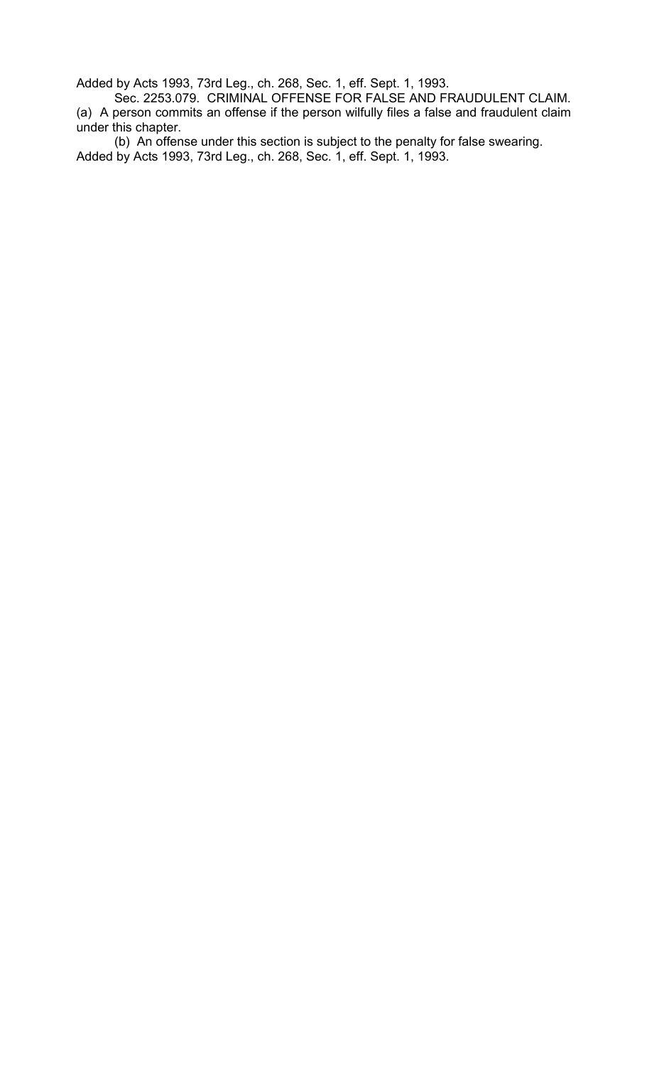Added by Acts 1993, 73rd Leg., ch. 268, Sec. 1, eff. Sept. 1, 1993.

Sec. 2253.079. CRIMINAL OFFENSE FOR FALSE AND FRAUDULENT CLAIM. (a) A person commits an offense if the person wilfully files a false and fraudulent claim under this chapter.

(b) An offense under this section is subject to the penalty for false swearing.

Added by Acts 1993, 73rd Leg., ch. 268, Sec. 1, eff. Sept. 1, 1993.